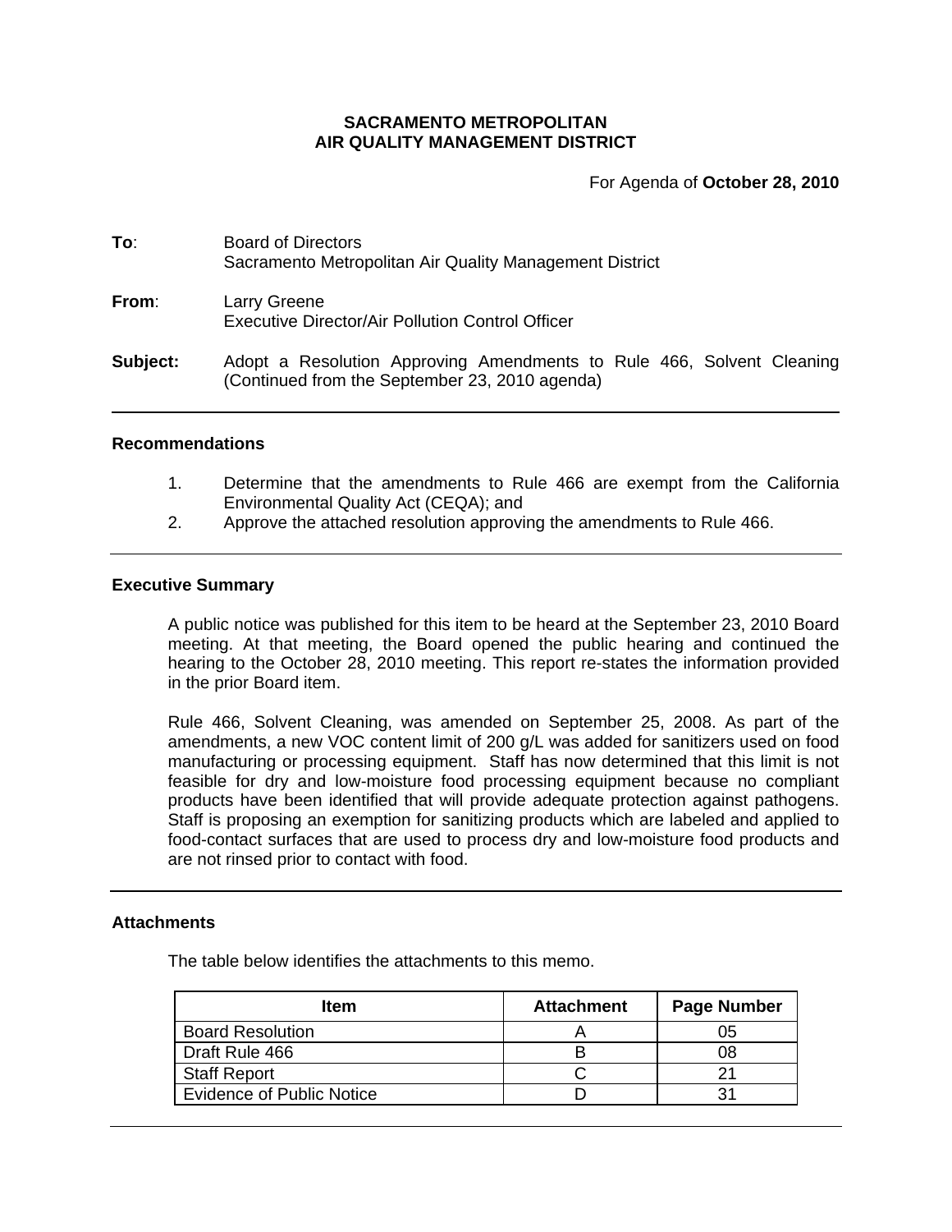**SACRAMENTO METROPOLITAN**
**AIR QUALITY MANAGEMENT DISTRICT**

For Agenda of **October 28, 2010**

**To**: Board of Directors
Sacramento Metropolitan Air Quality Management District

**From**: Larry Greene
Executive Director/Air Pollution Control Officer

**Subject:** Adopt a Resolution Approving Amendments to Rule 466, Solvent Cleaning (Continued from the September 23, 2010 agenda)

---

### Recommendations

1. Determine that the amendments to Rule 466 are exempt from the California Environmental Quality Act (CEQA); and
2. Approve the attached resolution approving the amendments to Rule 466.

---

### Executive Summary

A public notice was published for this item to be heard at the September 23, 2010 Board meeting. At that meeting, the Board opened the public hearing and continued the hearing to the October 28, 2010 meeting. This report re-states the information provided in the prior Board item.

Rule 466, Solvent Cleaning, was amended on September 25, 2008. As part of the amendments, a new VOC content limit of 200 g/L was added for sanitizers used on food manufacturing or processing equipment. Staff has now determined that this limit is not feasible for dry and low-moisture food processing equipment because no compliant products have been identified that will provide adequate protection against pathogens. Staff is proposing an exemption for sanitizing products which are labeled and applied to food-contact surfaces that are used to process dry and low-moisture food products and are not rinsed prior to contact with food.

---

### Attachments

The table below identifies the attachments to this memo.

| Item | Attachment | Page Number |
|---|---|---|
| Board Resolution | A | 05 |
| Draft Rule 466 | B | 08 |
| Staff Report | C | 21 |
| Evidence of Public Notice | D | 31 |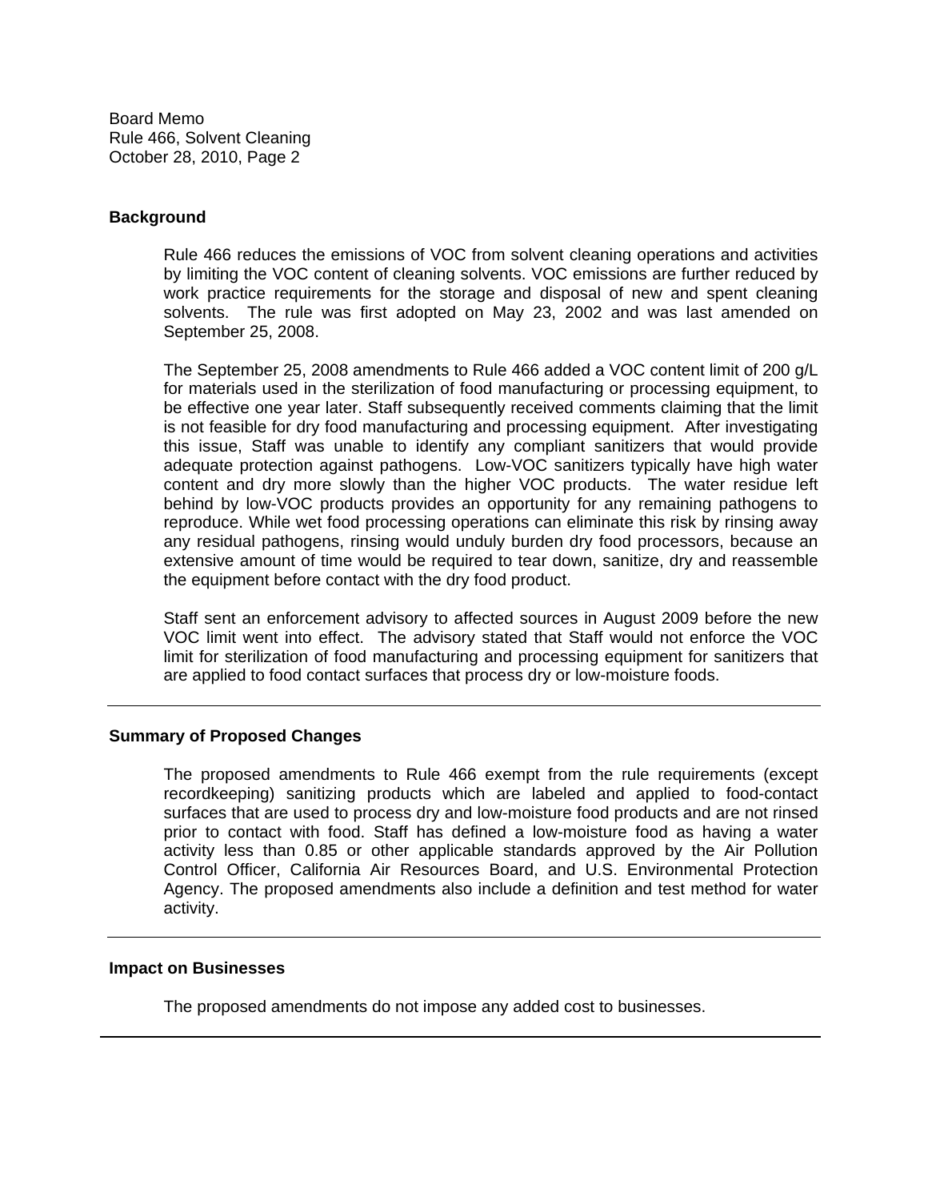## Background

Rule 466 reduces the emissions of VOC from solvent cleaning operations and activities by limiting the VOC content of cleaning solvents. VOC emissions are further reduced by work practice requirements for the storage and disposal of new and spent cleaning solvents. The rule was first adopted on May 23, 2002 and was last amended on September 25, 2008.

The September 25, 2008 amendments to Rule 466 added a VOC content limit of 200 g/L for materials used in the sterilization of food manufacturing or processing equipment, to be effective one year later. Staff subsequently received comments claiming that the limit is not feasible for dry food manufacturing and processing equipment. After investigating this issue, Staff was unable to identify any compliant sanitizers that would provide adequate protection against pathogens. Low-VOC sanitizers typically have high water content and dry more slowly than the higher VOC products. The water residue left behind by low-VOC products provides an opportunity for any remaining pathogens to reproduce. While wet food processing operations can eliminate this risk by rinsing away any residual pathogens, rinsing would unduly burden dry food processors, because an extensive amount of time would be required to tear down, sanitize, dry and reassemble the equipment before contact with the dry food product.

Staff sent an enforcement advisory to affected sources in August 2009 before the new VOC limit went into effect. The advisory stated that Staff would not enforce the VOC limit for sterilization of food manufacturing and processing equipment for sanitizers that are applied to food contact surfaces that process dry or low-moisture foods.

---

## Summary of Proposed Changes

The proposed amendments to Rule 466 exempt from the rule requirements (except recordkeeping) sanitizing products which are labeled and applied to food-contact surfaces that are used to process dry and low-moisture food products and are not rinsed prior to contact with food. Staff has defined a low-moisture food as having a water activity less than 0.85 or other applicable standards approved by the Air Pollution Control Officer, California Air Resources Board, and U.S. Environmental Protection Agency. The proposed amendments also include a definition and test method for water activity.

---

## Impact on Businesses

The proposed amendments do not impose any added cost to businesses.

---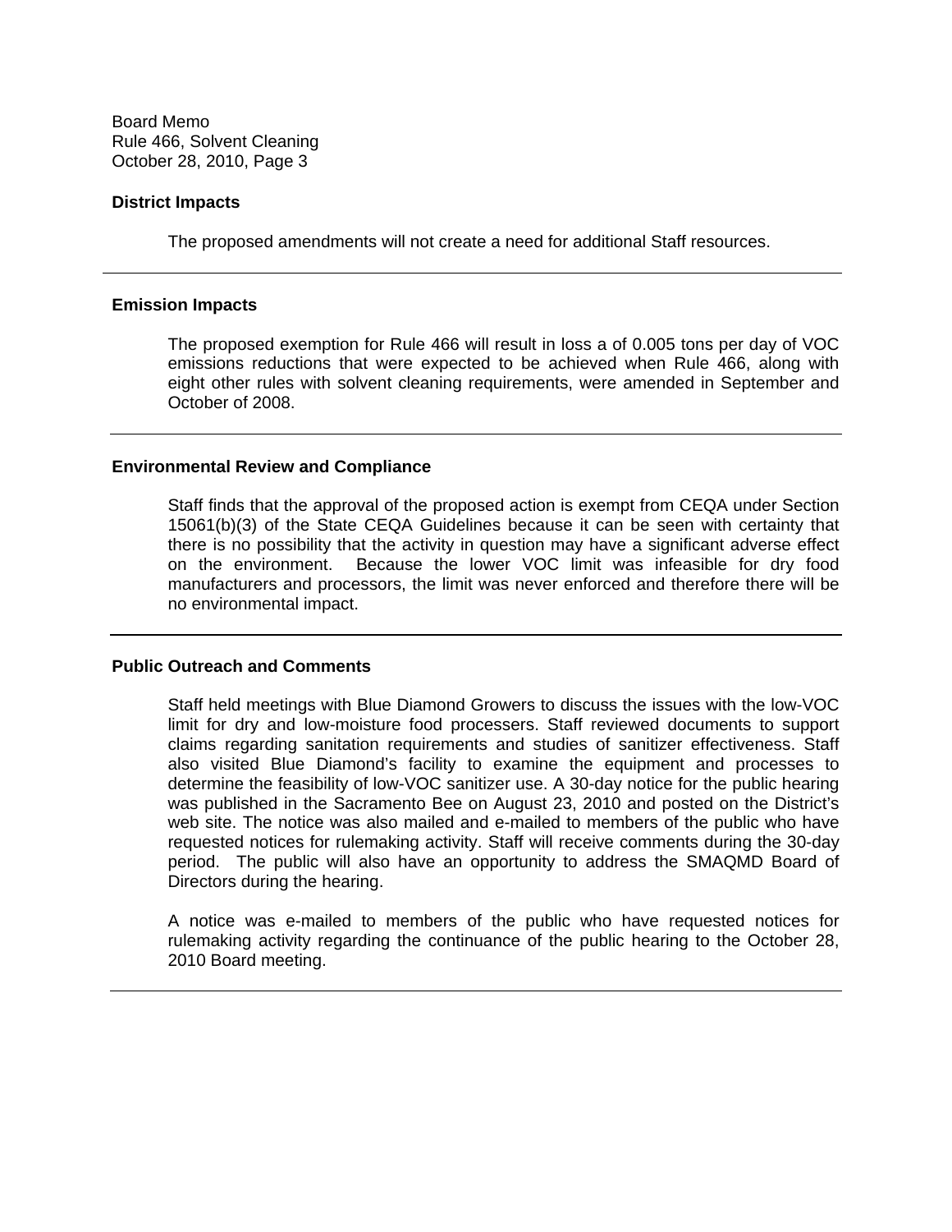## District Impacts

The proposed amendments will not create a need for additional Staff resources.

---

## Emission Impacts

The proposed exemption for Rule 466 will result in loss a of 0.005 tons per day of VOC emissions reductions that were expected to be achieved when Rule 466, along with eight other rules with solvent cleaning requirements, were amended in September and October of 2008.

---

## Environmental Review and Compliance

Staff finds that the approval of the proposed action is exempt from CEQA under Section 15061(b)(3) of the State CEQA Guidelines because it can be seen with certainty that there is no possibility that the activity in question may have a significant adverse effect on the environment. Because the lower VOC limit was infeasible for dry food manufacturers and processors, the limit was never enforced and therefore there will be no environmental impact.

---

## Public Outreach and Comments

Staff held meetings with Blue Diamond Growers to discuss the issues with the low-VOC limit for dry and low-moisture food processers. Staff reviewed documents to support claims regarding sanitation requirements and studies of sanitizer effectiveness. Staff also visited Blue Diamond's facility to examine the equipment and processes to determine the feasibility of low-VOC sanitizer use. A 30-day notice for the public hearing was published in the Sacramento Bee on August 23, 2010 and posted on the District's web site. The notice was also mailed and e-mailed to members of the public who have requested notices for rulemaking activity. Staff will receive comments during the 30-day period. The public will also have an opportunity to address the SMAQMD Board of Directors during the hearing.

A notice was e-mailed to members of the public who have requested notices for rulemaking activity regarding the continuance of the public hearing to the October 28, 2010 Board meeting.

---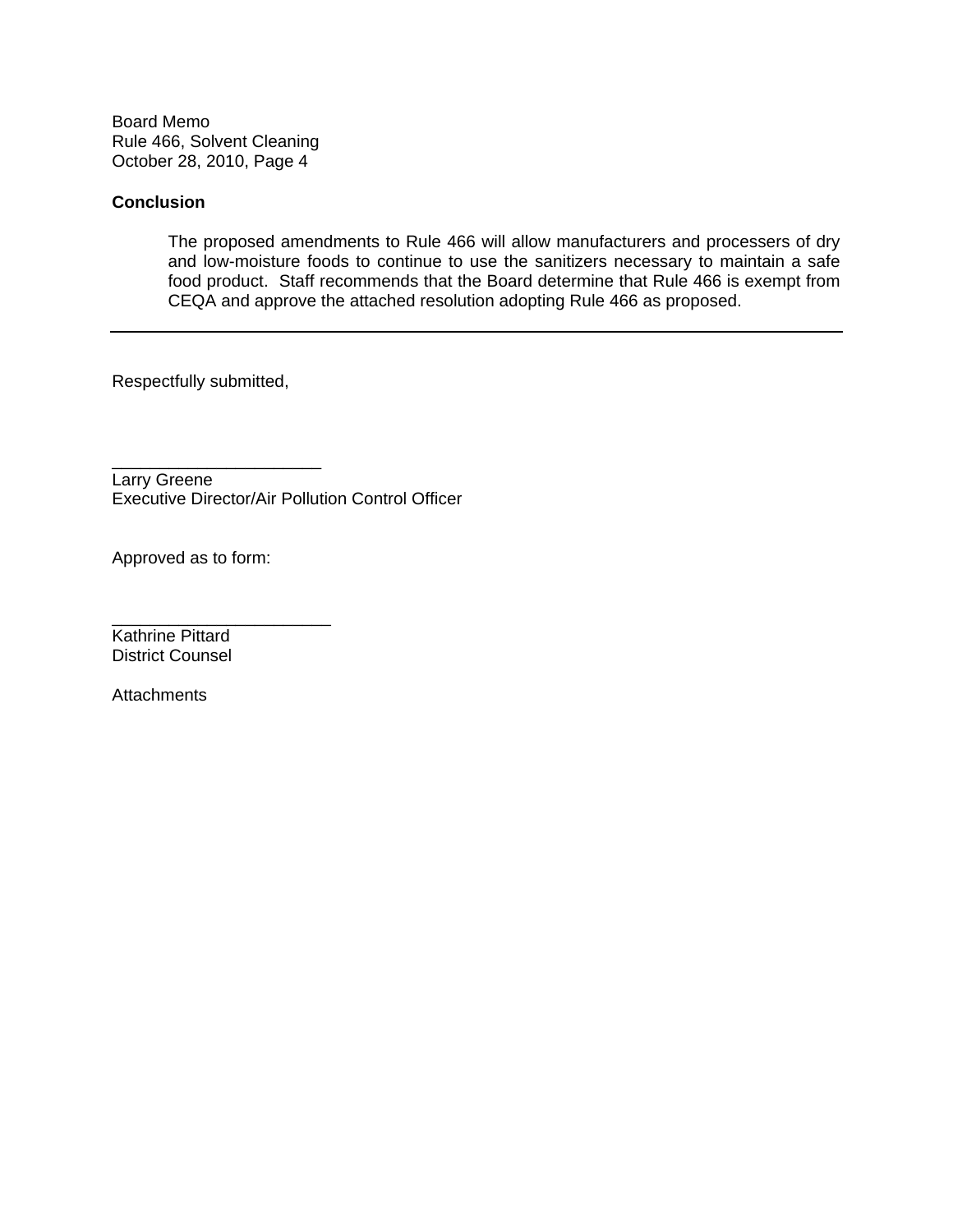## Conclusion

The proposed amendments to Rule 466 will allow manufacturers and processers of dry and low-moisture foods to continue to use the sanitizers necessary to maintain a safe food product. Staff recommends that the Board determine that Rule 466 is exempt from CEQA and approve the attached resolution adopting Rule 466 as proposed.

---

Respectfully submitted,

______________________
Larry Greene
Executive Director/Air Pollution Control Officer

Approved as to form:

_______________________
Kathrine Pittard
District Counsel

Attachments